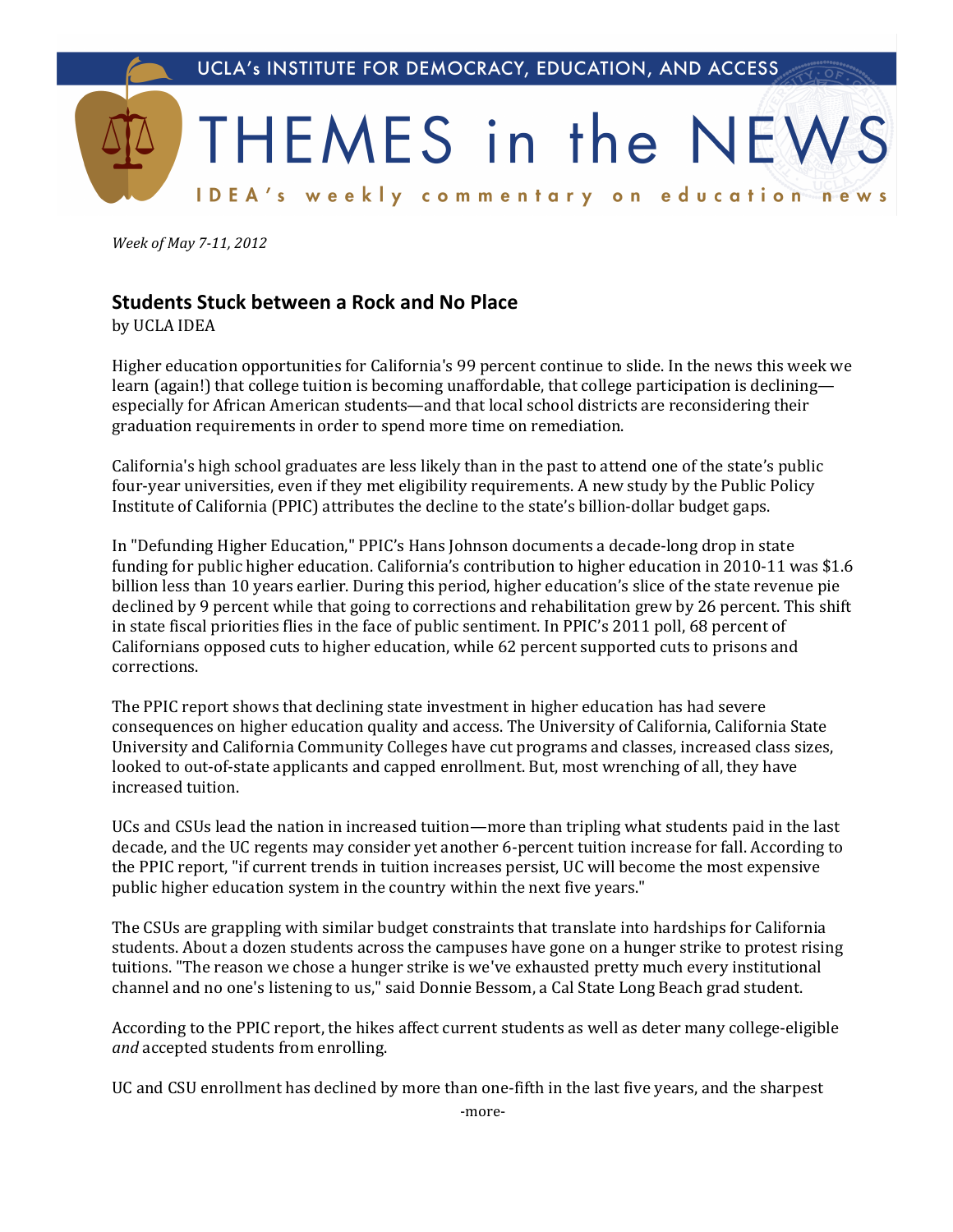UCLA's INSTITUTE FOR DEMOCRACY, EDUCATION, AND ACCESS

# THEMES in the NEWS

IDEA's weekly commentary on education news

*Week of May 7-11, 2012*

## Students Stuck between a Rock and No Place

by UCLA IDEA

Higher education opportunities for California's 99 percent continue to slide. In the news this week we learn (again!) that college tuition is becoming unaffordable, that college participation is declining—especially for African American students—and that local school districts are reconsidering their graduation requirements in order to spend more time on remediation.

California's high school graduates are less likely than in the past to attend one of the state's public four-year universities, even if they met eligibility requirements. A new study by the Public Policy Institute of California (PPIC) attributes the decline to the state's billion-dollar budget gaps.

In "Defunding Higher Education," PPIC's Hans Johnson documents a decade-long drop in state funding for public higher education. California's contribution to higher education in 2010-11 was $1.6 billion less than 10 years earlier. During this period, higher education's slice of the state revenue pie declined by 9 percent while that going to corrections and rehabilitation grew by 26 percent. This shift in state fiscal priorities flies in the face of public sentiment. In PPIC's 2011 poll, 68 percent of Californians opposed cuts to higher education, while 62 percent supported cuts to prisons and corrections.

The PPIC report shows that declining state investment in higher education has had severe consequences on higher education quality and access. The University of California, California State University and California Community Colleges have cut programs and classes, increased class sizes, looked to out-of-state applicants and capped enrollment. But, most wrenching of all, they have increased tuition.

UCs and CSUs lead the nation in increased tuition—more than tripling what students paid in the last decade, and the UC regents may consider yet another 6-percent tuition increase for fall. According to the PPIC report, "if current trends in tuition increases persist, UC will become the most expensive public higher education system in the country within the next five years."

The CSUs are grappling with similar budget constraints that translate into hardships for California students. About a dozen students across the campuses have gone on a hunger strike to protest rising tuitions. "The reason we chose a hunger strike is we've exhausted pretty much every institutional channel and no one's listening to us," said Donnie Bessom, a Cal State Long Beach grad student.

According to the PPIC report, the hikes affect current students as well as deter many college-eligible *and* accepted students from enrolling.

UC and CSU enrollment has declined by more than one-fifth in the last five years, and the sharpest

-more-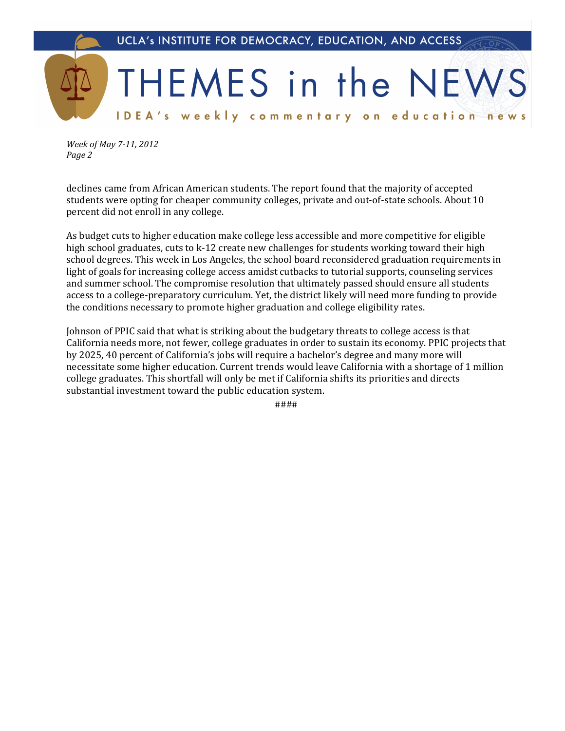*Week of May 7-11, 2012*
*Page 2*

declines came from African American students. The report found that the majority of accepted students were opting for cheaper community colleges, private and out-of-state schools. About 10 percent did not enroll in any college.

As budget cuts to higher education make college less accessible and more competitive for eligible high school graduates, cuts to k-12 create new challenges for students working toward their high school degrees. This week in Los Angeles, the school board reconsidered graduation requirements in light of goals for increasing college access amidst cutbacks to tutorial supports, counseling services and summer school. The compromise resolution that ultimately passed should ensure all students access to a college-preparatory curriculum. Yet, the district likely will need more funding to provide the conditions necessary to promote higher graduation and college eligibility rates.

Johnson of PPIC said that what is striking about the budgetary threats to college access is that California needs more, not fewer, college graduates in order to sustain its economy. PPIC projects that by 2025, 40 percent of California's jobs will require a bachelor's degree and many more will necessitate some higher education. Current trends would leave California with a shortage of 1 million college graduates. This shortfall will only be met if California shifts its priorities and directs substantial investment toward the public education system.

####